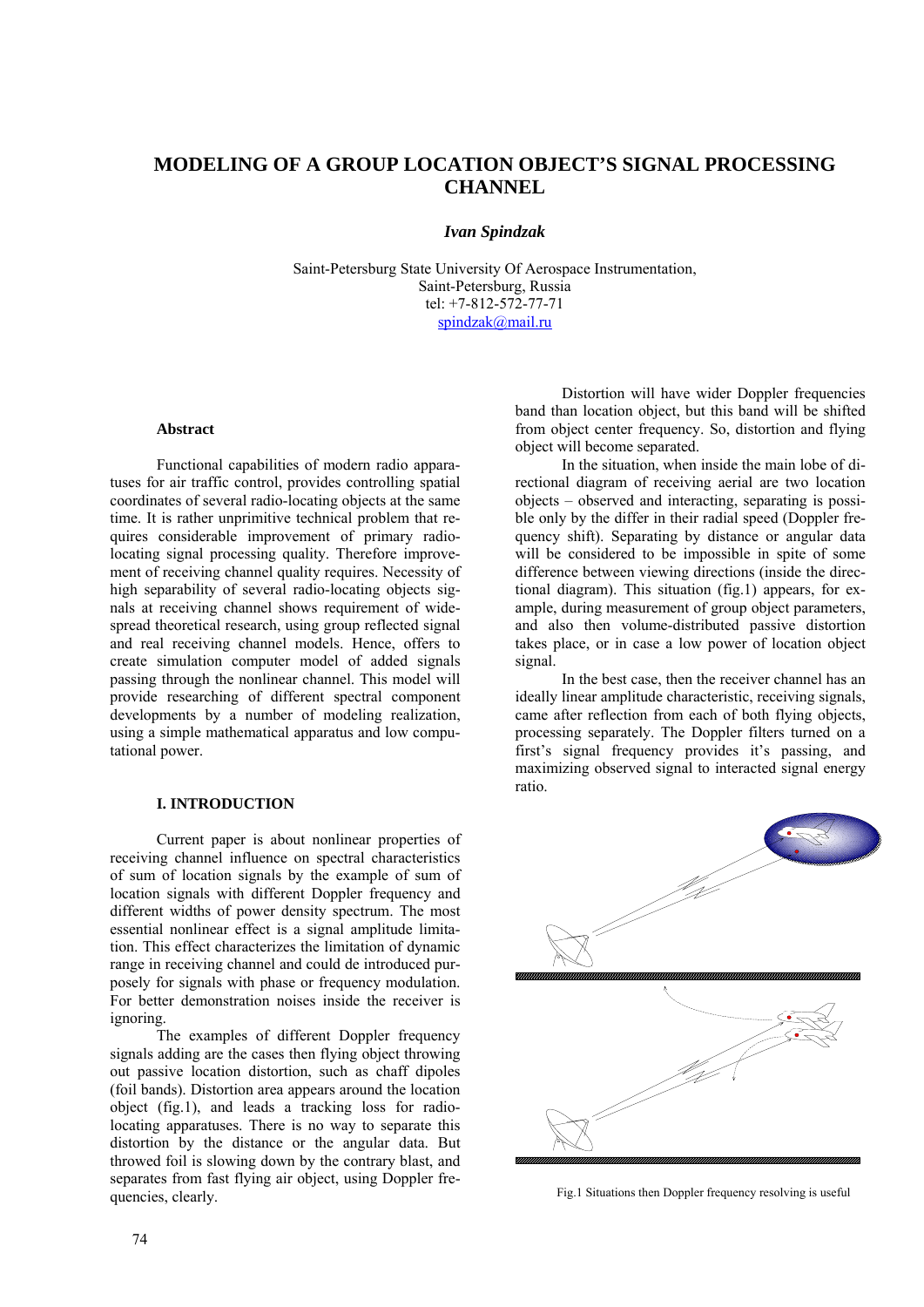# MODELING OF A GROUP LOCATION OBJECT'S SIGNAL PROCESSING CHANNEL

***Ivan Spindzak***

Saint-Petersburg State University Of Aerospace Instrumentation,
Saint-Petersburg, Russia
tel: +7-812-572-77-71
spindzak@mail.ru

### Abstract

Functional capabilities of modern radio apparatuses for air traffic control, provides controlling spatial coordinates of several radio-locating objects at the same time. It is rather unprimitive technical problem that requires considerable improvement of primary radio-locating signal processing quality. Therefore improvement of receiving channel quality requires. Necessity of high separability of several radio-locating objects signals at receiving channel shows requirement of widespread theoretical research, using group reflected signal and real receiving channel models. Hence, offers to create simulation computer model of added signals passing through the nonlinear channel. This model will provide researching of different spectral component developments by a number of modeling realization, using a simple mathematical apparatus and low computational power.

### I. INTRODUCTION

Current paper is about nonlinear properties of receiving channel influence on spectral characteristics of sum of location signals by the example of sum of location signals with different Doppler frequency and different widths of power density spectrum. The most essential nonlinear effect is a signal amplitude limitation. This effect characterizes the limitation of dynamic range in receiving channel and could de introduced purposely for signals with phase or frequency modulation. For better demonstration noises inside the receiver is ignoring.

The examples of different Doppler frequency signals adding are the cases then flying object throwing out passive location distortion, such as chaff dipoles (foil bands). Distortion area appears around the location object (fig.1), and leads a tracking loss for radio-locating apparatuses. There is no way to separate this distortion by the distance or the angular data. But throwed foil is slowing down by the contrary blast, and separates from fast flying air object, using Doppler frequencies, clearly.

Distortion will have wider Doppler frequencies band than location object, but this band will be shifted from object center frequency. So, distortion and flying object will become separated.

In the situation, when inside the main lobe of directional diagram of receiving aerial are two location objects – observed and interacting, separating is possible only by the differ in their radial speed (Doppler frequency shift). Separating by distance or angular data will be considered to be impossible in spite of some difference between viewing directions (inside the directional diagram). This situation (fig.1) appears, for example, during measurement of group object parameters, and also then volume-distributed passive distortion takes place, or in case a low power of location object signal.

In the best case, then the receiver channel has an ideally linear amplitude characteristic, receiving signals, came after reflection from each of both flying objects, processing separately. The Doppler filters turned on a first's signal frequency provides it's passing, and maximizing observed signal to interacted signal energy ratio.

Fig.1 Situations then Doppler frequency resolving is useful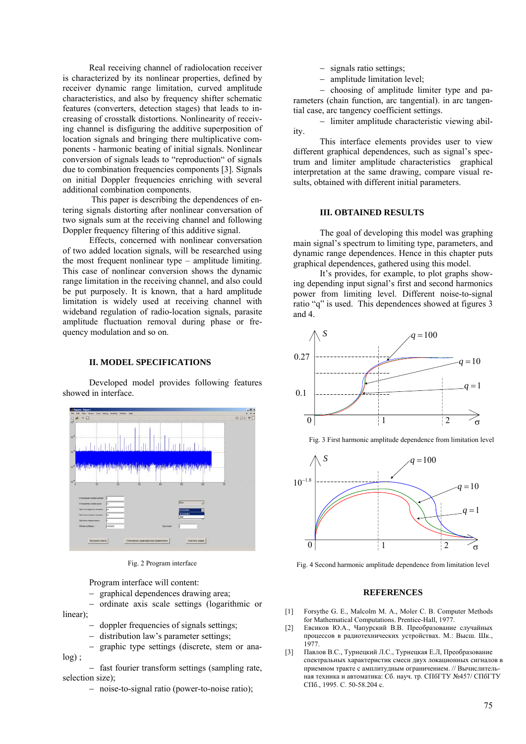Real receiving channel of radiolocation receiver is characterized by its nonlinear properties, defined by receiver dynamic range limitation, curved amplitude characteristics, and also by frequency shifter schematic features (converters, detection stages) that leads to increasing of crosstalk distortions. Nonlinearity of receiving channel is disfiguring the additive superposition of location signals and bringing there multiplicative components - harmonic beating of initial signals. Nonlinear conversion of signals leads to "reproduction" of signals due to combination frequencies components [3]. Signals on initial Doppler frequencies enriching with several additional combination components.

This paper is describing the dependences of entering signals distorting after nonlinear conversation of two signals sum at the receiving channel and following Doppler frequency filtering of this additive signal.

Effects, concerned with nonlinear conversation of two added location signals, will be researched using the most frequent nonlinear type – amplitude limiting. This case of nonlinear conversion shows the dynamic range limitation in the receiving channel, and also could be put purposely. It is known, that a hard amplitude limitation is widely used at receiving channel with wideband regulation of radio-location signals, parasite amplitude fluctuation removal during phase or frequency modulation and so on.

## II. MODEL SPECIFICATIONS

Developed model provides following features showed in interface.

Fig. 2 Program interface

Program interface will content:

- graphical dependences drawing area;
- ordinate axis scale settings (logarithmic or linear);
- doppler frequencies of signals settings;
- distribution law's parameter settings;
- graphic type settings (discrete, stem or analog) ;
- fast fourier transform settings (sampling rate, selection size);
- noise-to-signal ratio (power-to-noise ratio);
- signals ratio settings;
- amplitude limitation level;
- choosing of amplitude limiter type and parameters (chain function, arc tangential). in arc tangential case, arc tangency coefficient settings.
- limiter amplitude characteristic viewing ability.

This interface elements provides user to view different graphical dependences, such as signal's spectrum and limiter amplitude characteristics graphical interpretation at the same drawing, compare visual results, obtained with different initial parameters.

## III. OBTAINED RESULTS

The goal of developing this model was graphing main signal's spectrum to limiting type, parameters, and dynamic range dependences. Hence in this chapter puts graphical dependences, gathered using this model.

It's provides, for example, to plot graphs showing depending input signal's first and second harmonics power from limiting level. Different noise-to-signal ratio "q" is used. This dependences showed at figures 3 and 4.

S
0.27
0.1
0
1
2
σ
$q=100$
$q=10$
$q=1$

Fig. 3 First harmonic amplitude dependence from limitation level

S
$10^{-1.8}$
0
1
2
σ
$q=100$
$q=10$
$q=1$

Fig. 4 Second harmonic amplitude dependence from limitation level

## REFERENCES

[1] Forsythe G. E., Malcolm M. A., Moler C. B. Computer Methods for Mathematical Computations. Prentice-Hall, 1977.

[2] Евсиков Ю.А., Чапурский В.В. Преобразование случайных процессов в радиотехнических устройствах. М.: Высш. Шк., 1977.

[3] Павлов В.С., Турнецкий Л.С., Турнецкая Е.Л, Преобразование спектральных характеристик смеси двух локационных сигналов в приемном тракте с амплитудным ограничением. // Вычислительная техника и автоматика: Сб. науч. тр. СПбГТУ №457/ СПбГТУ СПб., 1995. С. 50-58.204 с.